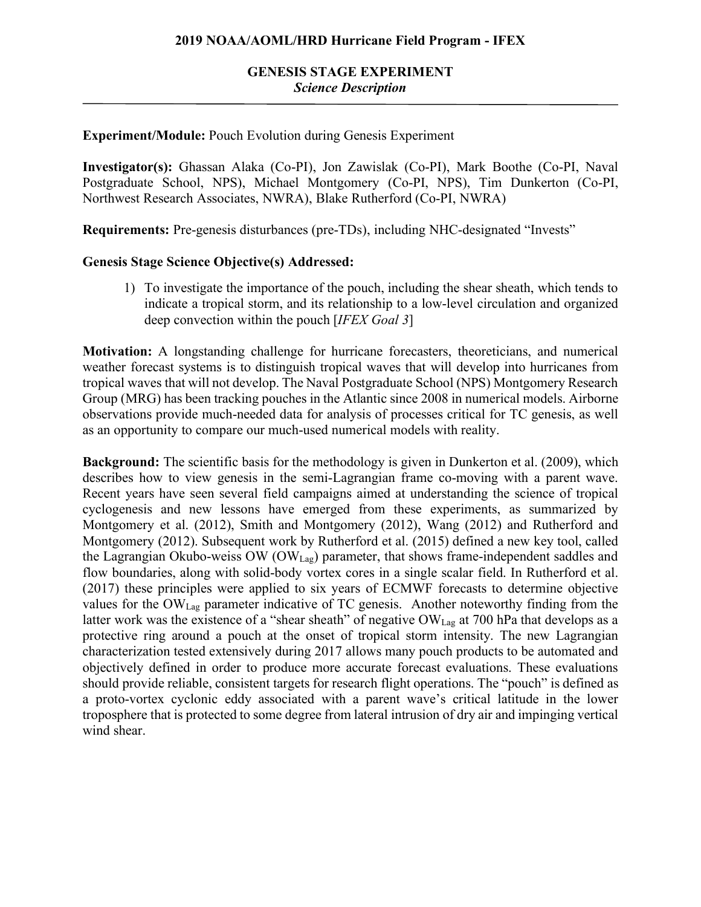# 2019 NOAA/AOML/HRD Hurricane Field Program - IFEX

## GENESIS STAGE EXPERIMENT
*Science Description*

**Experiment/Module:** Pouch Evolution during Genesis Experiment

**Investigator(s):** Ghassan Alaka (Co-PI), Jon Zawislak (Co-PI), Mark Boothe (Co-PI, Naval Postgraduate School, NPS), Michael Montgomery (Co-PI, NPS), Tim Dunkerton (Co-PI, Northwest Research Associates, NWRA), Blake Rutherford (Co-PI, NWRA)

**Requirements:** Pre-genesis disturbances (pre-TDs), including NHC-designated "Invests"

**Genesis Stage Science Objective(s) Addressed:**

1) To investigate the importance of the pouch, including the shear sheath, which tends to indicate a tropical storm, and its relationship to a low-level circulation and organized deep convection within the pouch [*IFEX Goal 3*]

**Motivation:** A longstanding challenge for hurricane forecasters, theoreticians, and numerical weather forecast systems is to distinguish tropical waves that will develop into hurricanes from tropical waves that will not develop. The Naval Postgraduate School (NPS) Montgomery Research Group (MRG) has been tracking pouches in the Atlantic since 2008 in numerical models. Airborne observations provide much-needed data for analysis of processes critical for TC genesis, as well as an opportunity to compare our much-used numerical models with reality.

**Background:** The scientific basis for the methodology is given in Dunkerton et al. (2009), which describes how to view genesis in the semi-Lagrangian frame co-moving with a parent wave. Recent years have seen several field campaigns aimed at understanding the science of tropical cyclogenesis and new lessons have emerged from these experiments, as summarized by Montgomery et al. (2012), Smith and Montgomery (2012), Wang (2012) and Rutherford and Montgomery (2012). Subsequent work by Rutherford et al. (2015) defined a new key tool, called the Lagrangian Okubo-weiss OW ($OW_{Lag}$) parameter, that shows frame-independent saddles and flow boundaries, along with solid-body vortex cores in a single scalar field. In Rutherford et al. (2017) these principles were applied to six years of ECMWF forecasts to determine objective values for the $OW_{Lag}$ parameter indicative of TC genesis. Another noteworthy finding from the latter work was the existence of a "shear sheath" of negative $OW_{Lag}$ at 700 hPa that develops as a protective ring around a pouch at the onset of tropical storm intensity. The new Lagrangian characterization tested extensively during 2017 allows many pouch products to be automated and objectively defined in order to produce more accurate forecast evaluations. These evaluations should provide reliable, consistent targets for research flight operations. The "pouch" is defined as a proto-vortex cyclonic eddy associated with a parent wave's critical latitude in the lower troposphere that is protected to some degree from lateral intrusion of dry air and impinging vertical wind shear.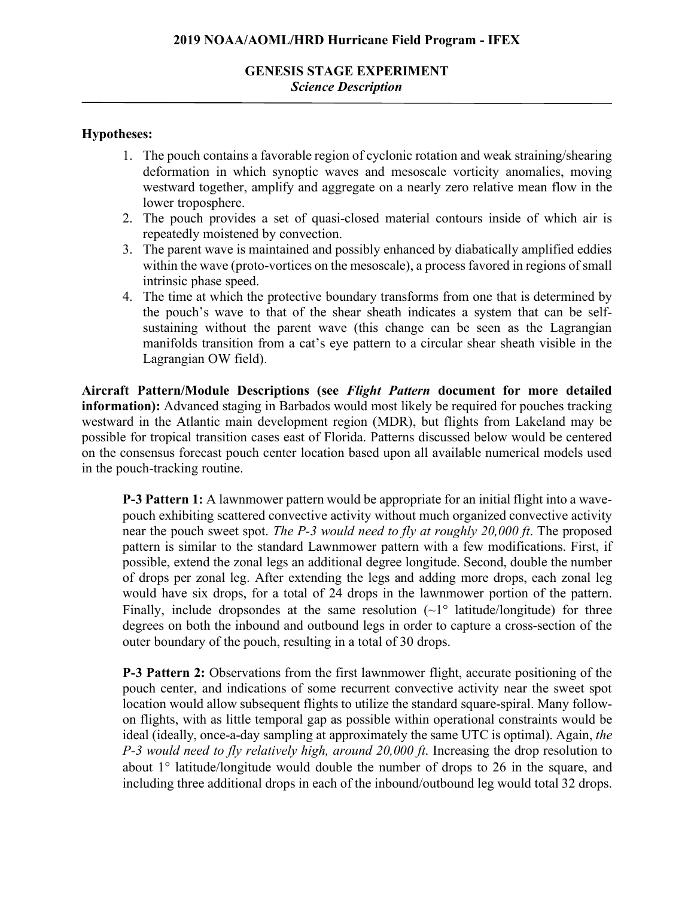## GENESIS STAGE EXPERIMENT

*Science Description*

**Hypotheses:**

1. The pouch contains a favorable region of cyclonic rotation and weak straining/shearing deformation in which synoptic waves and mesoscale vorticity anomalies, moving westward together, amplify and aggregate on a nearly zero relative mean flow in the lower troposphere.
2. The pouch provides a set of quasi-closed material contours inside of which air is repeatedly moistened by convection.
3. The parent wave is maintained and possibly enhanced by diabatically amplified eddies within the wave (proto-vortices on the mesoscale), a process favored in regions of small intrinsic phase speed.
4. The time at which the protective boundary transforms from one that is determined by the pouch's wave to that of the shear sheath indicates a system that can be self-sustaining without the parent wave (this change can be seen as the Lagrangian manifolds transition from a cat's eye pattern to a circular shear sheath visible in the Lagrangian OW field).

**Aircraft Pattern/Module Descriptions (see *Flight Pattern* document for more detailed information):** Advanced staging in Barbados would most likely be required for pouches tracking westward in the Atlantic main development region (MDR), but flights from Lakeland may be possible for tropical transition cases east of Florida. Patterns discussed below would be centered on the consensus forecast pouch center location based upon all available numerical models used in the pouch-tracking routine.

**P-3 Pattern 1:** A lawnmower pattern would be appropriate for an initial flight into a wave-pouch exhibiting scattered convective activity without much organized convective activity near the pouch sweet spot. *The P-3 would need to fly at roughly 20,000 ft.* The proposed pattern is similar to the standard Lawnmower pattern with a few modifications. First, if possible, extend the zonal legs an additional degree longitude. Second, double the number of drops per zonal leg. After extending the legs and adding more drops, each zonal leg would have six drops, for a total of 24 drops in the lawnmower portion of the pattern. Finally, include dropsondes at the same resolution (~1° latitude/longitude) for three degrees on both the inbound and outbound legs in order to capture a cross-section of the outer boundary of the pouch, resulting in a total of 30 drops.

**P-3 Pattern 2:** Observations from the first lawnmower flight, accurate positioning of the pouch center, and indications of some recurrent convective activity near the sweet spot location would allow subsequent flights to utilize the standard square-spiral. Many follow-on flights, with as little temporal gap as possible within operational constraints would be ideal (ideally, once-a-day sampling at approximately the same UTC is optimal). Again, *the P-3 would need to fly relatively high, around 20,000 ft.* Increasing the drop resolution to about 1° latitude/longitude would double the number of drops to 26 in the square, and including three additional drops in each of the inbound/outbound leg would total 32 drops.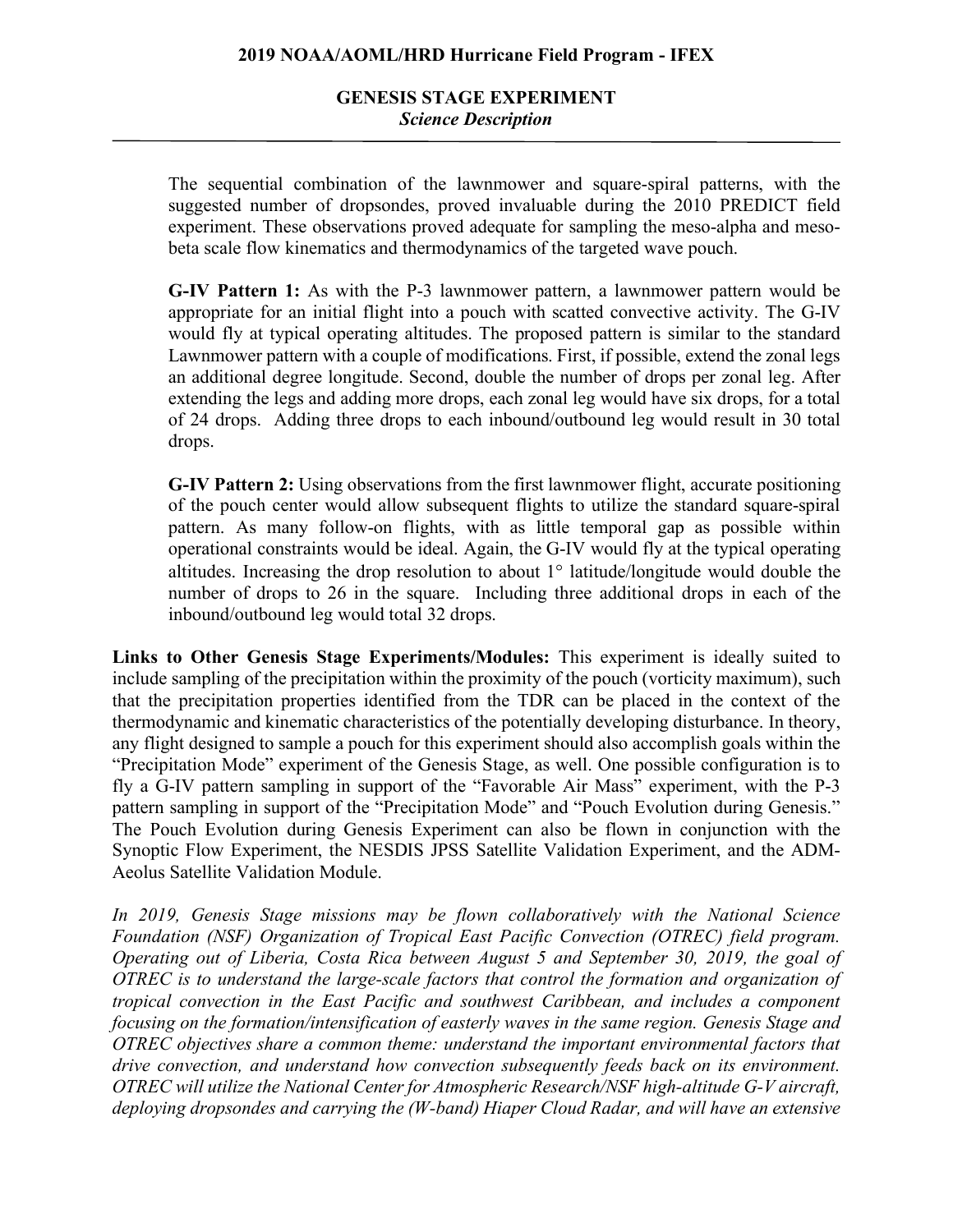The sequential combination of the lawnmower and square-spiral patterns, with the suggested number of dropsondes, proved invaluable during the 2010 PREDICT field experiment. These observations proved adequate for sampling the meso-alpha and meso-beta scale flow kinematics and thermodynamics of the targeted wave pouch.

**G-IV Pattern 1:** As with the P-3 lawnmower pattern, a lawnmower pattern would be appropriate for an initial flight into a pouch with scatted convective activity. The G-IV would fly at typical operating altitudes. The proposed pattern is similar to the standard Lawnmower pattern with a couple of modifications. First, if possible, extend the zonal legs an additional degree longitude. Second, double the number of drops per zonal leg. After extending the legs and adding more drops, each zonal leg would have six drops, for a total of 24 drops. Adding three drops to each inbound/outbound leg would result in 30 total drops.

**G-IV Pattern 2:** Using observations from the first lawnmower flight, accurate positioning of the pouch center would allow subsequent flights to utilize the standard square-spiral pattern. As many follow-on flights, with as little temporal gap as possible within operational constraints would be ideal. Again, the G-IV would fly at the typical operating altitudes. Increasing the drop resolution to about 1° latitude/longitude would double the number of drops to 26 in the square. Including three additional drops in each of the inbound/outbound leg would total 32 drops.

**Links to Other Genesis Stage Experiments/Modules:** This experiment is ideally suited to include sampling of the precipitation within the proximity of the pouch (vorticity maximum), such that the precipitation properties identified from the TDR can be placed in the context of the thermodynamic and kinematic characteristics of the potentially developing disturbance. In theory, any flight designed to sample a pouch for this experiment should also accomplish goals within the "Precipitation Mode" experiment of the Genesis Stage, as well. One possible configuration is to fly a G-IV pattern sampling in support of the "Favorable Air Mass" experiment, with the P-3 pattern sampling in support of the "Precipitation Mode" and "Pouch Evolution during Genesis." The Pouch Evolution during Genesis Experiment can also be flown in conjunction with the Synoptic Flow Experiment, the NESDIS JPSS Satellite Validation Experiment, and the ADM-Aeolus Satellite Validation Module.

*In 2019, Genesis Stage missions may be flown collaboratively with the National Science Foundation (NSF) Organization of Tropical East Pacific Convection (OTREC) field program. Operating out of Liberia, Costa Rica between August 5 and September 30, 2019, the goal of OTREC is to understand the large-scale factors that control the formation and organization of tropical convection in the East Pacific and southwest Caribbean, and includes a component focusing on the formation/intensification of easterly waves in the same region. Genesis Stage and OTREC objectives share a common theme: understand the important environmental factors that drive convection, and understand how convection subsequently feeds back on its environment. OTREC will utilize the National Center for Atmospheric Research/NSF high-altitude G-V aircraft, deploying dropsondes and carrying the (W-band) Hiaper Cloud Radar, and will have an extensive*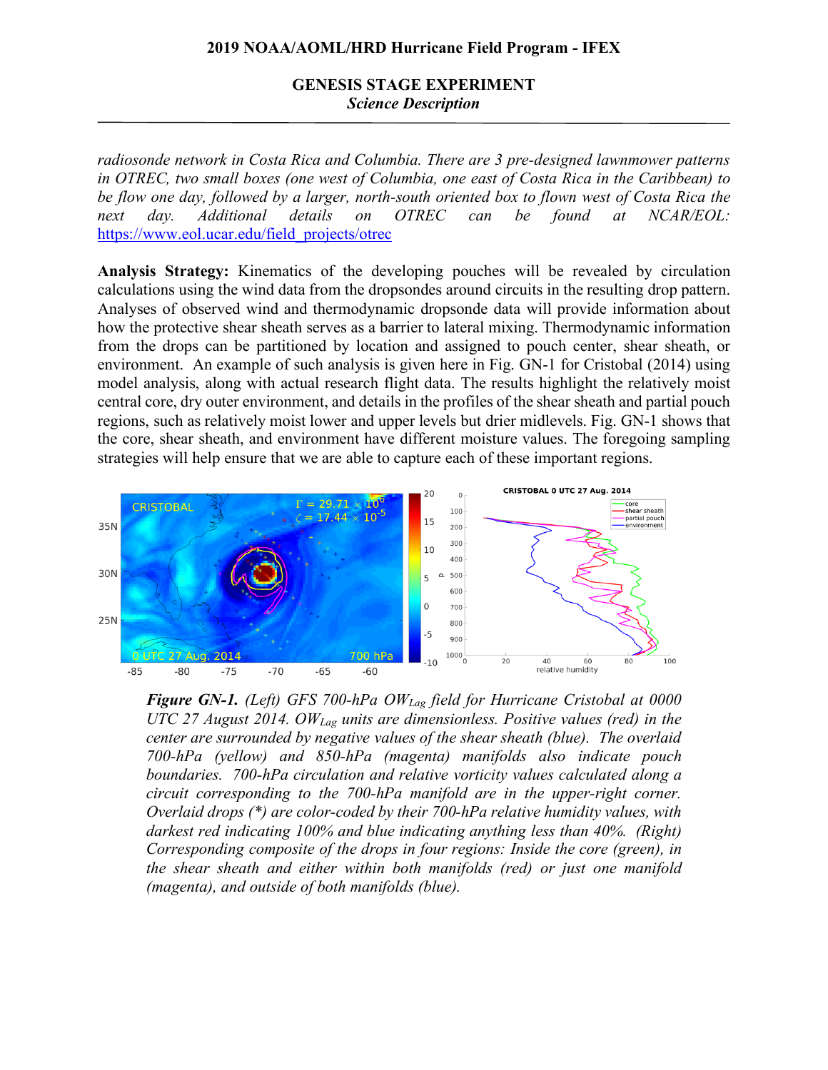*radiosonde network in Costa Rica and Columbia. There are 3 pre-designed lawnmower patterns in OTREC, two small boxes (one west of Columbia, one east of Costa Rica in the Caribbean) to be flow one day, followed by a larger, north-south oriented box to flown west of Costa Rica the next day. Additional details on OTREC can be found at NCAR/EOL:* https://www.eol.ucar.edu/field_projects/otrec

**Analysis Strategy:** Kinematics of the developing pouches will be revealed by circulation calculations using the wind data from the dropsondes around circuits in the resulting drop pattern. Analyses of observed wind and thermodynamic dropsonde data will provide information about how the protective shear sheath serves as a barrier to lateral mixing. Thermodynamic information from the drops can be partitioned by location and assigned to pouch center, shear sheath, or environment. An example of such analysis is given here in Fig. GN-1 for Cristobal (2014) using model analysis, along with actual research flight data. The results highlight the relatively moist central core, dry outer environment, and details in the profiles of the shear sheath and partial pouch regions, such as relatively moist lower and upper levels but drier midlevels. Fig. GN-1 shows that the core, shear sheath, and environment have different moisture values. The foregoing sampling strategies will help ensure that we are able to capture each of these important regions.

***Figure GN-1.*** *(Left) GFS 700-hPa $OW_{Lag}$ field for Hurricane Cristobal at 0000 UTC 27 August 2014. $OW_{Lag}$ units are dimensionless. Positive values (red) in the center are surrounded by negative values of the shear sheath (blue). The overlaid 700-hPa (yellow) and 850-hPa (magenta) manifolds also indicate pouch boundaries. 700-hPa circulation and relative vorticity values calculated along a circuit corresponding to the 700-hPa manifold are in the upper-right corner. Overlaid drops (\*) are color-coded by their 700-hPa relative humidity values, with darkest red indicating 100% and blue indicating anything less than 40%. (Right) Corresponding composite of the drops in four regions: Inside the core (green), in the shear sheath and either within both manifolds (red) or just one manifold (magenta), and outside of both manifolds (blue).*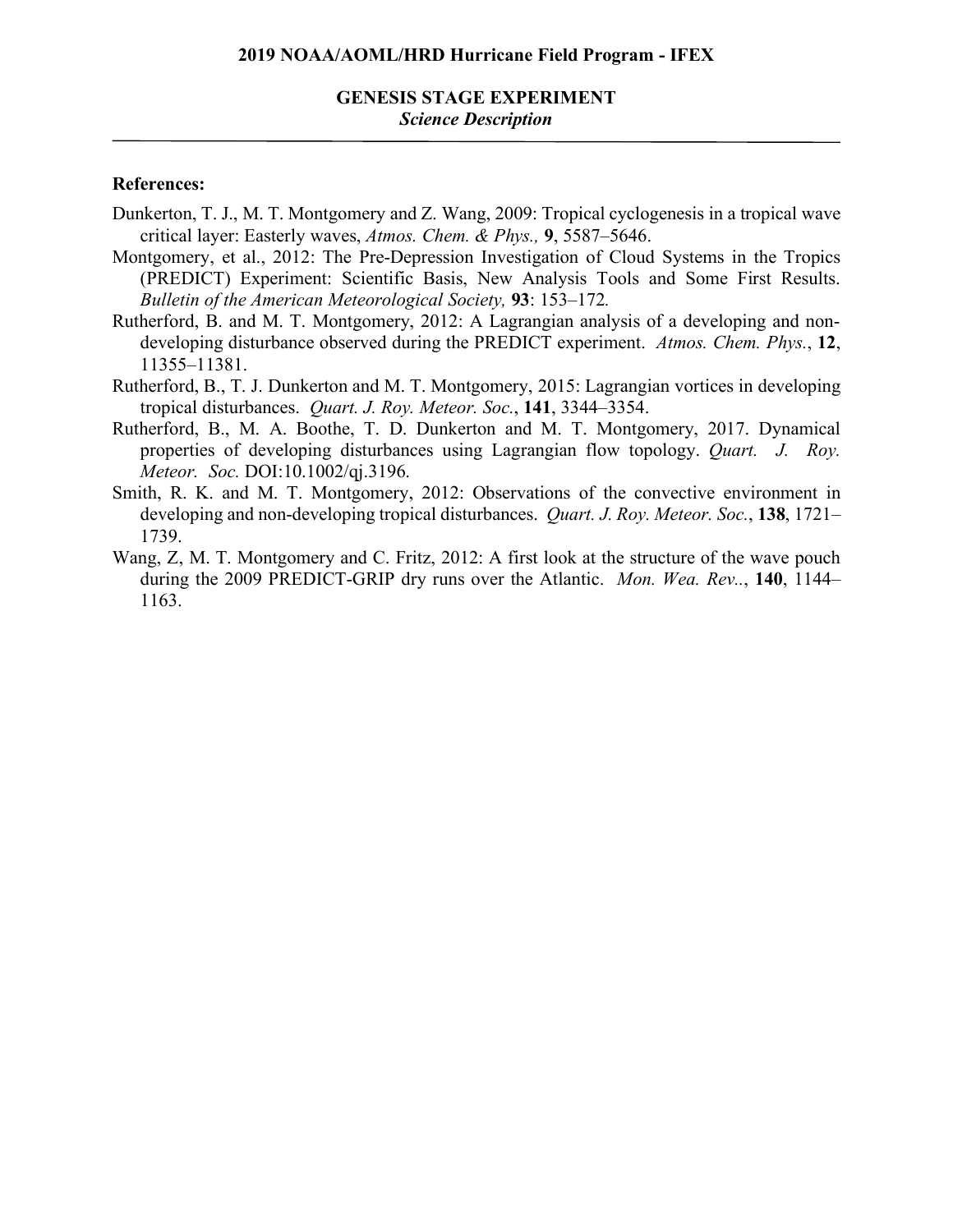**References:**

Dunkerton, T. J., M. T. Montgomery and Z. Wang, 2009: Tropical cyclogenesis in a tropical wave critical layer: Easterly waves, *Atmos. Chem. & Phys.,* **9**, 5587–5646.

Montgomery, et al., 2012: The Pre-Depression Investigation of Cloud Systems in the Tropics (PREDICT) Experiment: Scientific Basis, New Analysis Tools and Some First Results. *Bulletin of the American Meteorological Society,* **93**: 153–172*.*

Rutherford, B. and M. T. Montgomery, 2012: A Lagrangian analysis of a developing and non-developing disturbance observed during the PREDICT experiment. *Atmos. Chem. Phys.*, **12**, 11355–11381.

Rutherford, B., T. J. Dunkerton and M. T. Montgomery, 2015: Lagrangian vortices in developing tropical disturbances. *Quart. J. Roy. Meteor. Soc.*, **141**, 3344–3354.

Rutherford, B., M. A. Boothe, T. D. Dunkerton and M. T. Montgomery, 2017. Dynamical properties of developing disturbances using Lagrangian flow topology. *Quart. J. Roy. Meteor. Soc.* DOI:10.1002/qj.3196.

Smith, R. K. and M. T. Montgomery, 2012: Observations of the convective environment in developing and non-developing tropical disturbances. *Quart. J. Roy. Meteor. Soc.*, **138**, 1721–1739.

Wang, Z, M. T. Montgomery and C. Fritz, 2012: A first look at the structure of the wave pouch during the 2009 PREDICT-GRIP dry runs over the Atlantic. *Mon. Wea. Rev..*, **140**, 1144–1163.